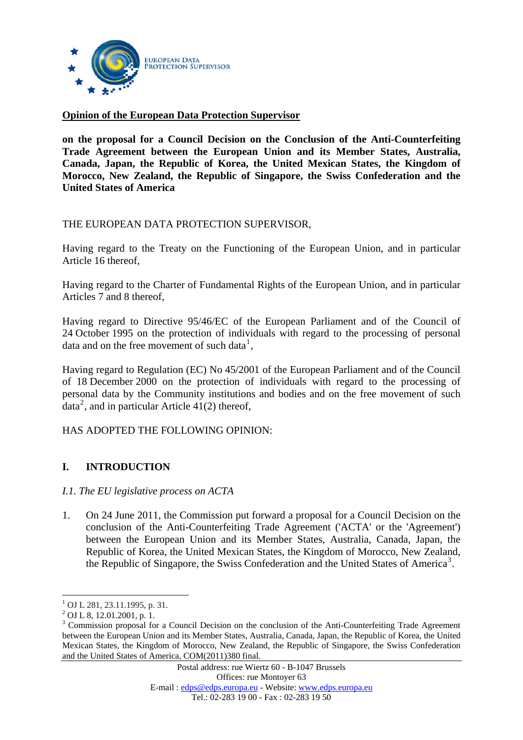EUROPEAN DATA PROTECTION SUPERVISOR

**Opinion of the European Data Protection Supervisor**

**on the proposal for a Council Decision on the Conclusion of the Anti-Counterfeiting Trade Agreement between the European Union and its Member States, Australia, Canada, Japan, the Republic of Korea, the United Mexican States, the Kingdom of Morocco, New Zealand, the Republic of Singapore, the Swiss Confederation and the United States of America**

THE EUROPEAN DATA PROTECTION SUPERVISOR,

Having regard to the Treaty on the Functioning of the European Union, and in particular Article 16 thereof,

Having regard to the Charter of Fundamental Rights of the European Union, and in particular Articles 7 and 8 thereof,

Having regard to Directive 95/46/EC of the European Parliament and of the Council of 24 October 1995 on the protection of individuals with regard to the processing of personal data and on the free movement of such data[1],

Having regard to Regulation (EC) No 45/2001 of the European Parliament and of the Council of 18 December 2000 on the protection of individuals with regard to the processing of personal data by the Community institutions and bodies and on the free movement of such data[2], and in particular Article 41(2) thereof,

HAS ADOPTED THE FOLLOWING OPINION:

## I. INTRODUCTION

*I.1. The EU legislative process on ACTA*

1. On 24 June 2011, the Commission put forward a proposal for a Council Decision on the conclusion of the Anti-Counterfeiting Trade Agreement ('ACTA' or the 'Agreement') between the European Union and its Member States, Australia, Canada, Japan, the Republic of Korea, the United Mexican States, the Kingdom of Morocco, New Zealand, the Republic of Singapore, the Swiss Confederation and the United States of America[3].

---

[1] OJ L 281, 23.11.1995, p. 31.

[2] OJ L 8, 12.01.2001, p. 1.

[3] Commission proposal for a Council Decision on the conclusion of the Anti-Counterfeiting Trade Agreement between the European Union and its Member States, Australia, Canada, Japan, the Republic of Korea, the United Mexican States, the Kingdom of Morocco, New Zealand, the Republic of Singapore, the Swiss Confederation and the United States of America, COM(2011)380 final.

Postal address: rue Wiertz 60 - B-1047 Brussels
Offices: rue Montoyer 63
E-mail : edps@edps.europa.eu - Website: www.edps.europa.eu
Tel.: 02-283 19 00 - Fax : 02-283 19 50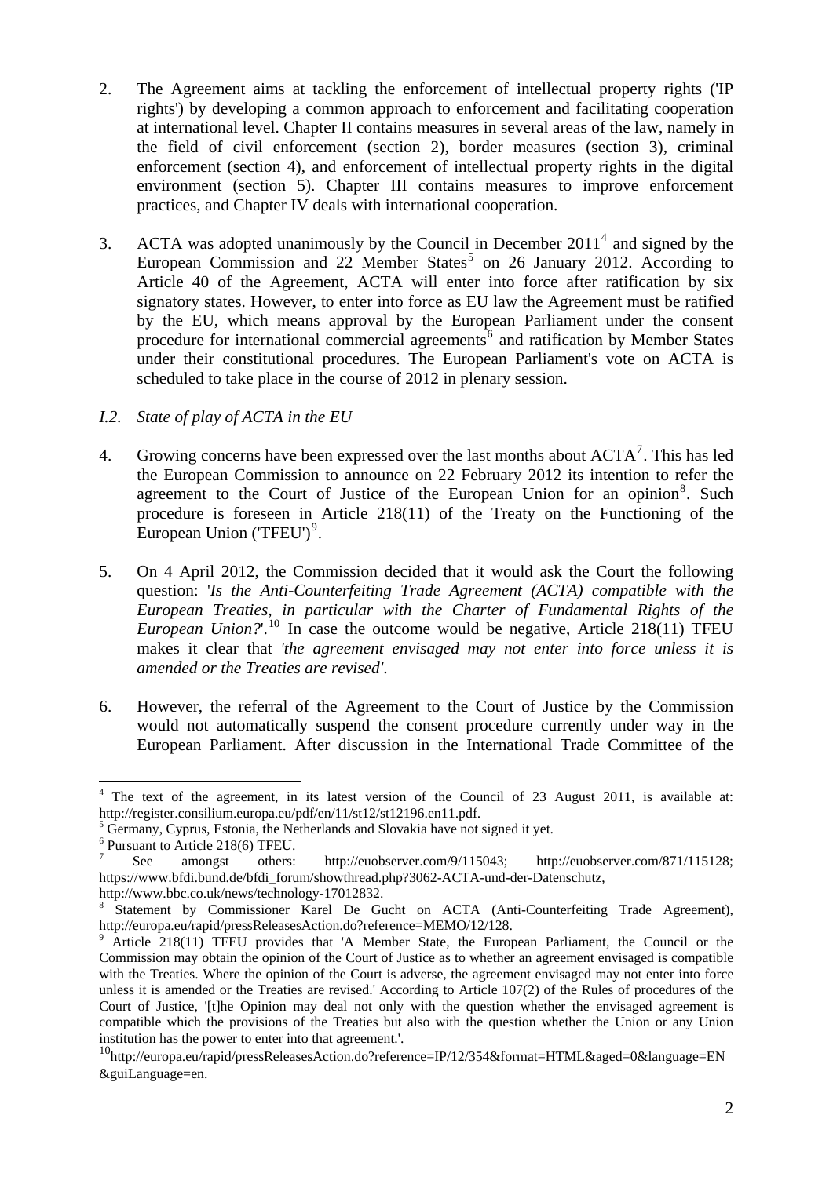2. The Agreement aims at tackling the enforcement of intellectual property rights ('IP rights') by developing a common approach to enforcement and facilitating cooperation at international level. Chapter II contains measures in several areas of the law, namely in the field of civil enforcement (section 2), border measures (section 3), criminal enforcement (section 4), and enforcement of intellectual property rights in the digital environment (section 5). Chapter III contains measures to improve enforcement practices, and Chapter IV deals with international cooperation.

3. ACTA was adopted unanimously by the Council in December 2011[4] and signed by the European Commission and 22 Member States[5] on 26 January 2012. According to Article 40 of the Agreement, ACTA will enter into force after ratification by six signatory states. However, to enter into force as EU law the Agreement must be ratified by the EU, which means approval by the European Parliament under the consent procedure for international commercial agreements[6] and ratification by Member States under their constitutional procedures. The European Parliament's vote on ACTA is scheduled to take place in the course of 2012 in plenary session.

*I.2. State of play of ACTA in the EU*

4. Growing concerns have been expressed over the last months about ACTA[7]. This has led the European Commission to announce on 22 February 2012 its intention to refer the agreement to the Court of Justice of the European Union for an opinion[8]. Such procedure is foreseen in Article 218(11) of the Treaty on the Functioning of the European Union ('TFEU')[9].

5. On 4 April 2012, the Commission decided that it would ask the Court the following question: '*Is the Anti-Counterfeiting Trade Agreement (ACTA) compatible with the European Treaties, in particular with the Charter of Fundamental Rights of the European Union?*'.[10] In case the outcome would be negative, Article 218(11) TFEU makes it clear that *'the agreement envisaged may not enter into force unless it is amended or the Treaties are revised'*.

6. However, the referral of the Agreement to the Court of Justice by the Commission would not automatically suspend the consent procedure currently under way in the European Parliament. After discussion in the International Trade Committee of the

---

[4] The text of the agreement, in its latest version of the Council of 23 August 2011, is available at: http://register.consilium.europa.eu/pdf/en/11/st12/st12196.en11.pdf.

[5] Germany, Cyprus, Estonia, the Netherlands and Slovakia have not signed it yet.

[6] Pursuant to Article 218(6) TFEU.

[7] See amongst others: http://euobserver.com/9/115043; http://euobserver.com/871/115128; https://www.bfdi.bund.de/bfdi_forum/showthread.php?3062-ACTA-und-der-Datenschutz, http://www.bbc.co.uk/news/technology-17012832.

[8] Statement by Commissioner Karel De Gucht on ACTA (Anti-Counterfeiting Trade Agreement), http://europa.eu/rapid/pressReleasesAction.do?reference=MEMO/12/128.

[9] Article 218(11) TFEU provides that 'A Member State, the European Parliament, the Council or the Commission may obtain the opinion of the Court of Justice as to whether an agreement envisaged is compatible with the Treaties. Where the opinion of the Court is adverse, the agreement envisaged may not enter into force unless it is amended or the Treaties are revised.' According to Article 107(2) of the Rules of procedures of the Court of Justice, '[t]he Opinion may deal not only with the question whether the envisaged agreement is compatible which the provisions of the Treaties but also with the question whether the Union or any Union institution has the power to enter into that agreement.'.

[10] http://europa.eu/rapid/pressReleasesAction.do?reference=IP/12/354&format=HTML&aged=0&language=EN&guiLanguage=en.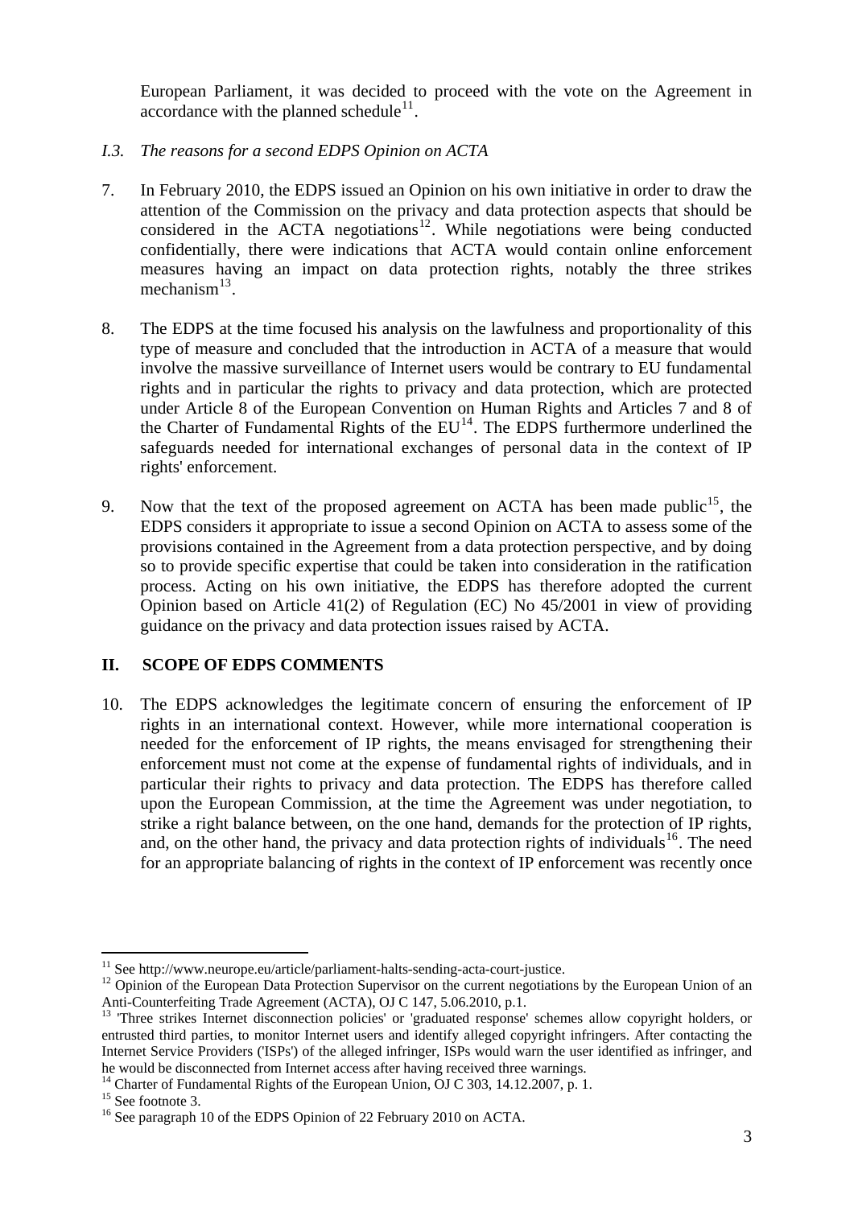European Parliament, it was decided to proceed with the vote on the Agreement in accordance with the planned schedule[11].

*I.3. The reasons for a second EDPS Opinion on ACTA*

7. In February 2010, the EDPS issued an Opinion on his own initiative in order to draw the attention of the Commission on the privacy and data protection aspects that should be considered in the ACTA negotiations[12]. While negotiations were being conducted confidentially, there were indications that ACTA would contain online enforcement measures having an impact on data protection rights, notably the three strikes mechanism[13].

8. The EDPS at the time focused his analysis on the lawfulness and proportionality of this type of measure and concluded that the introduction in ACTA of a measure that would involve the massive surveillance of Internet users would be contrary to EU fundamental rights and in particular the rights to privacy and data protection, which are protected under Article 8 of the European Convention on Human Rights and Articles 7 and 8 of the Charter of Fundamental Rights of the EU[14]. The EDPS furthermore underlined the safeguards needed for international exchanges of personal data in the context of IP rights' enforcement.

9. Now that the text of the proposed agreement on ACTA has been made public[15], the EDPS considers it appropriate to issue a second Opinion on ACTA to assess some of the provisions contained in the Agreement from a data protection perspective, and by doing so to provide specific expertise that could be taken into consideration in the ratification process. Acting on his own initiative, the EDPS has therefore adopted the current Opinion based on Article 41(2) of Regulation (EC) No 45/2001 in view of providing guidance on the privacy and data protection issues raised by ACTA.

## II. SCOPE OF EDPS COMMENTS

10. The EDPS acknowledges the legitimate concern of ensuring the enforcement of IP rights in an international context. However, while more international cooperation is needed for the enforcement of IP rights, the means envisaged for strengthening their enforcement must not come at the expense of fundamental rights of individuals, and in particular their rights to privacy and data protection. The EDPS has therefore called upon the European Commission, at the time the Agreement was under negotiation, to strike a right balance between, on the one hand, demands for the protection of IP rights, and, on the other hand, the privacy and data protection rights of individuals[16]. The need for an appropriate balancing of rights in the context of IP enforcement was recently once

---

[11] See http://www.neurope.eu/article/parliament-halts-sending-acta-court-justice.

[12] Opinion of the European Data Protection Supervisor on the current negotiations by the European Union of an Anti-Counterfeiting Trade Agreement (ACTA), OJ C 147, 5.06.2010, p.1.

[13] 'Three strikes Internet disconnection policies' or 'graduated response' schemes allow copyright holders, or entrusted third parties, to monitor Internet users and identify alleged copyright infringers. After contacting the Internet Service Providers ('ISPs') of the alleged infringer, ISPs would warn the user identified as infringer, and he would be disconnected from Internet access after having received three warnings.

[14] Charter of Fundamental Rights of the European Union, OJ C 303, 14.12.2007, p. 1.

[15] See footnote 3.

[16] See paragraph 10 of the EDPS Opinion of 22 February 2010 on ACTA.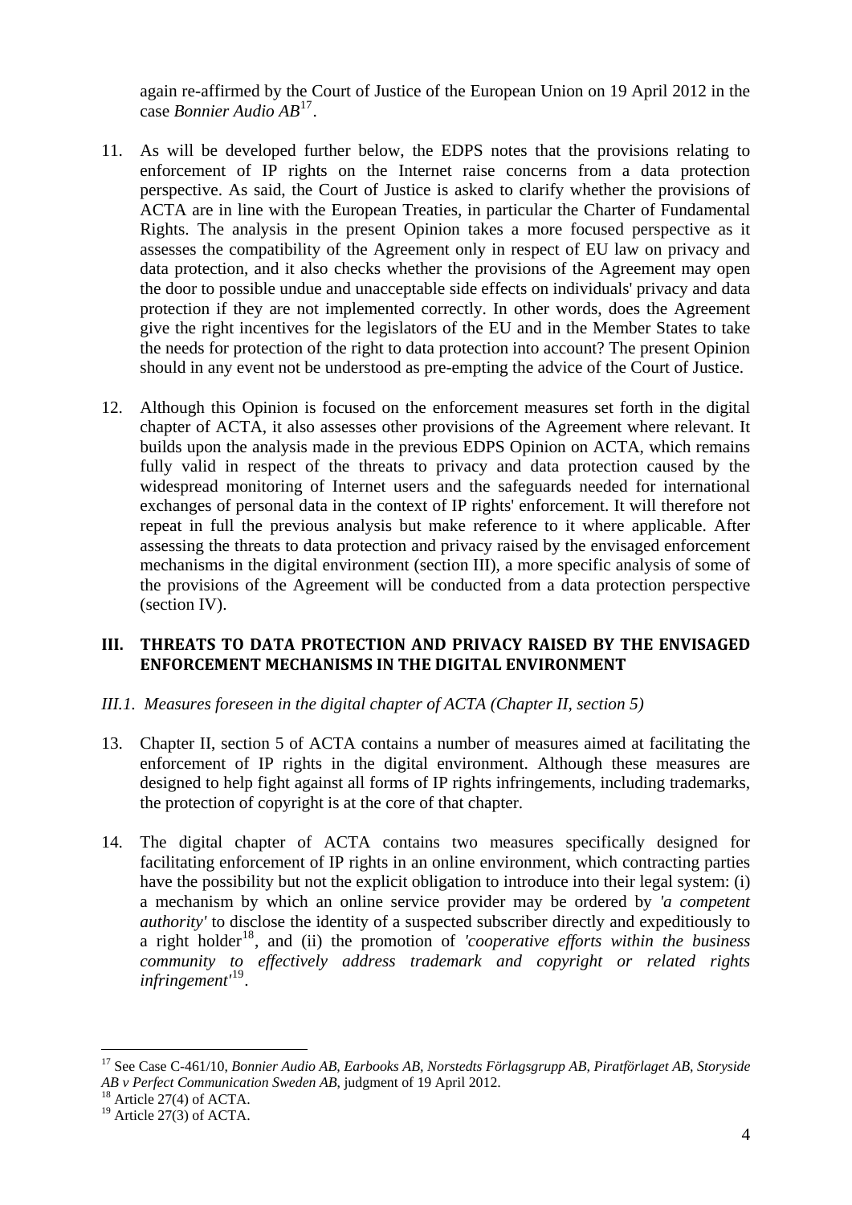again re-affirmed by the Court of Justice of the European Union on 19 April 2012 in the case *Bonnier Audio AB*[17].

11. As will be developed further below, the EDPS notes that the provisions relating to enforcement of IP rights on the Internet raise concerns from a data protection perspective. As said, the Court of Justice is asked to clarify whether the provisions of ACTA are in line with the European Treaties, in particular the Charter of Fundamental Rights. The analysis in the present Opinion takes a more focused perspective as it assesses the compatibility of the Agreement only in respect of EU law on privacy and data protection, and it also checks whether the provisions of the Agreement may open the door to possible undue and unacceptable side effects on individuals' privacy and data protection if they are not implemented correctly. In other words, does the Agreement give the right incentives for the legislators of the EU and in the Member States to take the needs for protection of the right to data protection into account? The present Opinion should in any event not be understood as pre-empting the advice of the Court of Justice.

12. Although this Opinion is focused on the enforcement measures set forth in the digital chapter of ACTA, it also assesses other provisions of the Agreement where relevant. It builds upon the analysis made in the previous EDPS Opinion on ACTA, which remains fully valid in respect of the threats to privacy and data protection caused by the widespread monitoring of Internet users and the safeguards needed for international exchanges of personal data in the context of IP rights' enforcement. It will therefore not repeat in full the previous analysis but make reference to it where applicable. After assessing the threats to data protection and privacy raised by the envisaged enforcement mechanisms in the digital environment (section III), a more specific analysis of some of the provisions of the Agreement will be conducted from a data protection perspective (section IV).

## III. THREATS TO DATA PROTECTION AND PRIVACY RAISED BY THE ENVISAGED ENFORCEMENT MECHANISMS IN THE DIGITAL ENVIRONMENT

### *III.1. Measures foreseen in the digital chapter of ACTA (Chapter II, section 5)*

13. Chapter II, section 5 of ACTA contains a number of measures aimed at facilitating the enforcement of IP rights in the digital environment. Although these measures are designed to help fight against all forms of IP rights infringements, including trademarks, the protection of copyright is at the core of that chapter.

14. The digital chapter of ACTA contains two measures specifically designed for facilitating enforcement of IP rights in an online environment, which contracting parties have the possibility but not the explicit obligation to introduce into their legal system: (i) a mechanism by which an online service provider may be ordered by *'a competent authority'* to disclose the identity of a suspected subscriber directly and expeditiously to a right holder[18], and (ii) the promotion of *'cooperative efforts within the business community to effectively address trademark and copyright or related rights infringement'*[19].

---

[17] See Case C-461/10, *Bonnier Audio AB, Earbooks AB, Norstedts Förlagsgrupp AB, Piratförlaget AB, Storyside AB v Perfect Communication Sweden AB*, judgment of 19 April 2012.

[18] Article 27(4) of ACTA.

[19] Article 27(3) of ACTA.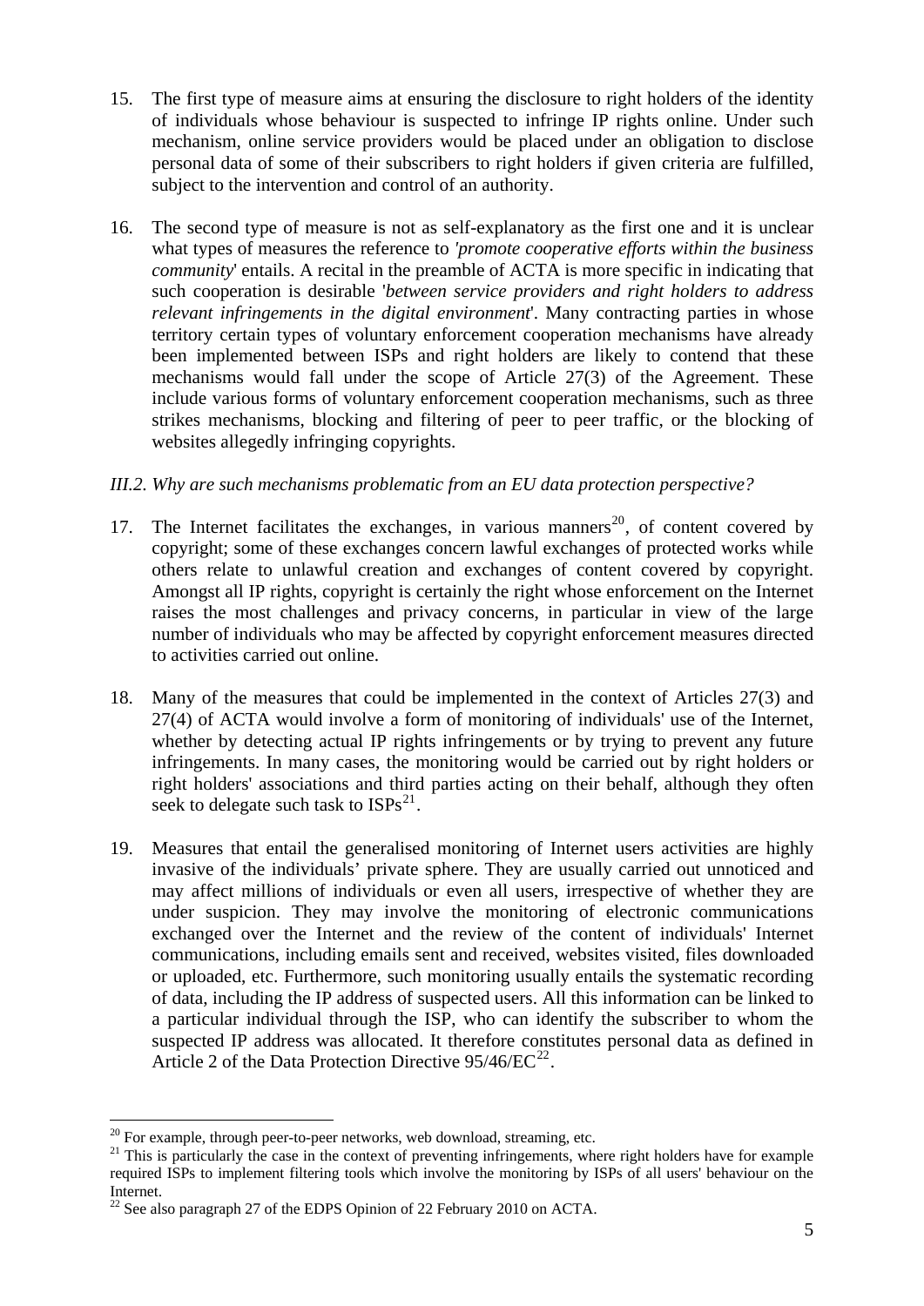15. The first type of measure aims at ensuring the disclosure to right holders of the identity of individuals whose behaviour is suspected to infringe IP rights online. Under such mechanism, online service providers would be placed under an obligation to disclose personal data of some of their subscribers to right holders if given criteria are fulfilled, subject to the intervention and control of an authority.

16. The second type of measure is not as self-explanatory as the first one and it is unclear what types of measures the reference to '*promote cooperative efforts within the business community*' entails. A recital in the preamble of ACTA is more specific in indicating that such cooperation is desirable '*between service providers and right holders to address relevant infringements in the digital environment*'. Many contracting parties in whose territory certain types of voluntary enforcement cooperation mechanisms have already been implemented between ISPs and right holders are likely to contend that these mechanisms would fall under the scope of Article 27(3) of the Agreement. These include various forms of voluntary enforcement cooperation mechanisms, such as three strikes mechanisms, blocking and filtering of peer to peer traffic, or the blocking of websites allegedly infringing copyrights.

### *III.2. Why are such mechanisms problematic from an EU data protection perspective?*

17. The Internet facilitates the exchanges, in various manners[20], of content covered by copyright; some of these exchanges concern lawful exchanges of protected works while others relate to unlawful creation and exchanges of content covered by copyright. Amongst all IP rights, copyright is certainly the right whose enforcement on the Internet raises the most challenges and privacy concerns, in particular in view of the large number of individuals who may be affected by copyright enforcement measures directed to activities carried out online.

18. Many of the measures that could be implemented in the context of Articles 27(3) and 27(4) of ACTA would involve a form of monitoring of individuals' use of the Internet, whether by detecting actual IP rights infringements or by trying to prevent any future infringements. In many cases, the monitoring would be carried out by right holders or right holders' associations and third parties acting on their behalf, although they often seek to delegate such task to ISPs[21].

19. Measures that entail the generalised monitoring of Internet users activities are highly invasive of the individuals' private sphere. They are usually carried out unnoticed and may affect millions of individuals or even all users, irrespective of whether they are under suspicion. They may involve the monitoring of electronic communications exchanged over the Internet and the review of the content of individuals' Internet communications, including emails sent and received, websites visited, files downloaded or uploaded, etc. Furthermore, such monitoring usually entails the systematic recording of data, including the IP address of suspected users. All this information can be linked to a particular individual through the ISP, who can identify the subscriber to whom the suspected IP address was allocated. It therefore constitutes personal data as defined in Article 2 of the Data Protection Directive 95/46/EC[22].

---

[20] For example, through peer-to-peer networks, web download, streaming, etc.

[21] This is particularly the case in the context of preventing infringements, where right holders have for example required ISPs to implement filtering tools which involve the monitoring by ISPs of all users' behaviour on the Internet.

[22] See also paragraph 27 of the EDPS Opinion of 22 February 2010 on ACTA.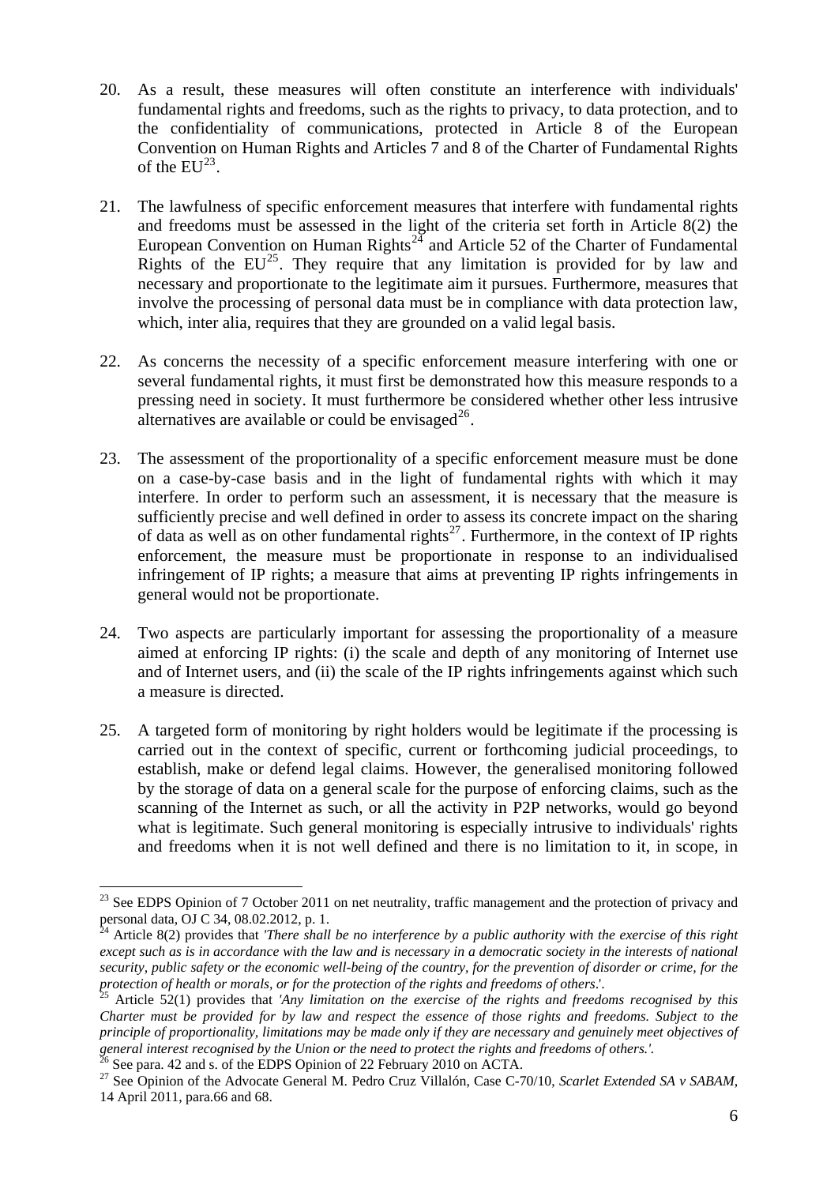20. As a result, these measures will often constitute an interference with individuals' fundamental rights and freedoms, such as the rights to privacy, to data protection, and to the confidentiality of communications, protected in Article 8 of the European Convention on Human Rights and Articles 7 and 8 of the Charter of Fundamental Rights of the EU[23].

21. The lawfulness of specific enforcement measures that interfere with fundamental rights and freedoms must be assessed in the light of the criteria set forth in Article 8(2) the European Convention on Human Rights[24] and Article 52 of the Charter of Fundamental Rights of the EU[25]. They require that any limitation is provided for by law and necessary and proportionate to the legitimate aim it pursues. Furthermore, measures that involve the processing of personal data must be in compliance with data protection law, which, inter alia, requires that they are grounded on a valid legal basis.

22. As concerns the necessity of a specific enforcement measure interfering with one or several fundamental rights, it must first be demonstrated how this measure responds to a pressing need in society. It must furthermore be considered whether other less intrusive alternatives are available or could be envisaged[26].

23. The assessment of the proportionality of a specific enforcement measure must be done on a case-by-case basis and in the light of fundamental rights with which it may interfere. In order to perform such an assessment, it is necessary that the measure is sufficiently precise and well defined in order to assess its concrete impact on the sharing of data as well as on other fundamental rights[27]. Furthermore, in the context of IP rights enforcement, the measure must be proportionate in response to an individualised infringement of IP rights; a measure that aims at preventing IP rights infringements in general would not be proportionate.

24. Two aspects are particularly important for assessing the proportionality of a measure aimed at enforcing IP rights: (i) the scale and depth of any monitoring of Internet use and of Internet users, and (ii) the scale of the IP rights infringements against which such a measure is directed.

25. A targeted form of monitoring by right holders would be legitimate if the processing is carried out in the context of specific, current or forthcoming judicial proceedings, to establish, make or defend legal claims. However, the generalised monitoring followed by the storage of data on a general scale for the purpose of enforcing claims, such as the scanning of the Internet as such, or all the activity in P2P networks, would go beyond what is legitimate. Such general monitoring is especially intrusive to individuals' rights and freedoms when it is not well defined and there is no limitation to it, in scope, in

---

[23] See EDPS Opinion of 7 October 2011 on net neutrality, traffic management and the protection of privacy and personal data, OJ C 34, 08.02.2012, p. 1.

[24] Article 8(2) provides that *'There shall be no interference by a public authority with the exercise of this right except such as is in accordance with the law and is necessary in a democratic society in the interests of national security, public safety or the economic well-being of the country, for the prevention of disorder or crime, for the protection of health or morals, or for the protection of the rights and freedoms of others.*'.

[25] Article 52(1) provides that *'Any limitation on the exercise of the rights and freedoms recognised by this Charter must be provided for by law and respect the essence of those rights and freedoms. Subject to the principle of proportionality, limitations may be made only if they are necessary and genuinely meet objectives of general interest recognised by the Union or the need to protect the rights and freedoms of others.'*.

[26] See para. 42 and s. of the EDPS Opinion of 22 February 2010 on ACTA.

[27] See Opinion of the Advocate General M. Pedro Cruz Villalón, Case C-70/10, *Scarlet Extended SA v SABAM*, 14 April 2011, para.66 and 68.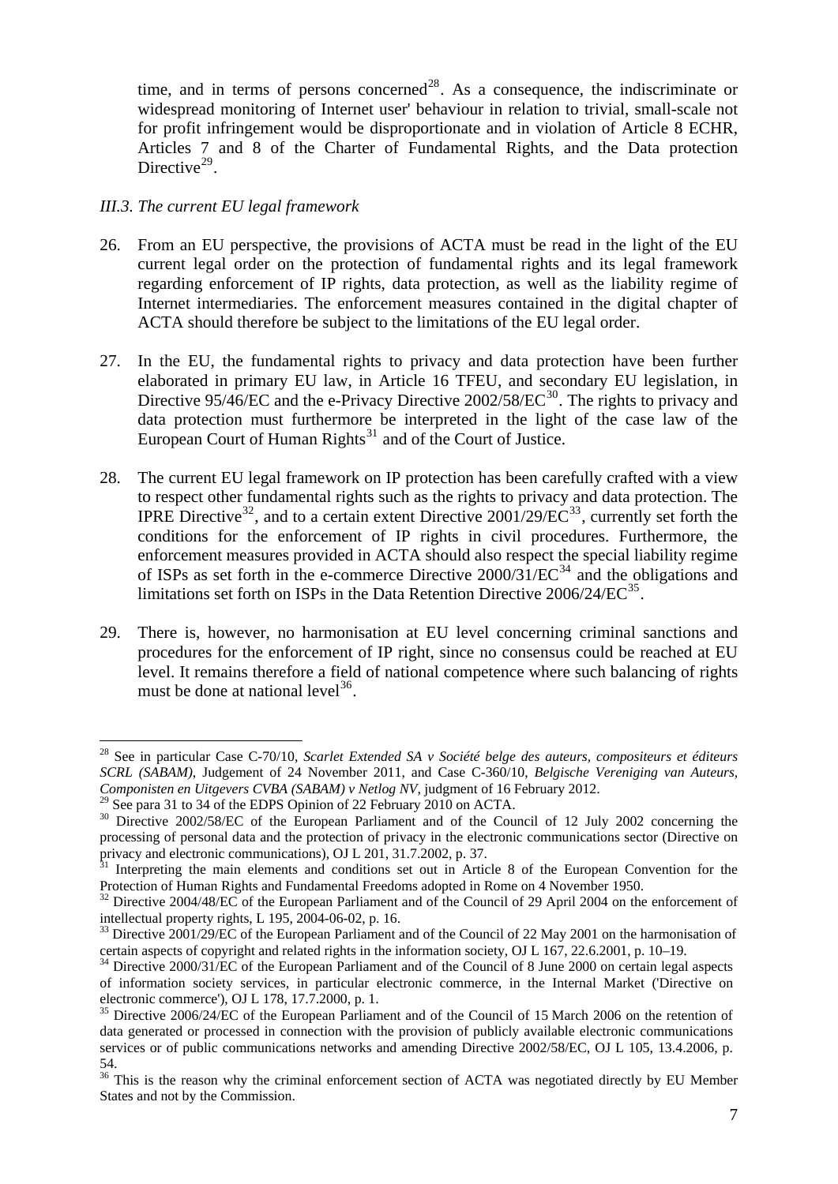time, and in terms of persons concerned[28]. As a consequence, the indiscriminate or widespread monitoring of Internet user' behaviour in relation to trivial, small-scale not for profit infringement would be disproportionate and in violation of Article 8 ECHR, Articles 7 and 8 of the Charter of Fundamental Rights, and the Data protection Directive[29].

*III.3. The current EU legal framework*

26. From an EU perspective, the provisions of ACTA must be read in the light of the EU current legal order on the protection of fundamental rights and its legal framework regarding enforcement of IP rights, data protection, as well as the liability regime of Internet intermediaries. The enforcement measures contained in the digital chapter of ACTA should therefore be subject to the limitations of the EU legal order.

27. In the EU, the fundamental rights to privacy and data protection have been further elaborated in primary EU law, in Article 16 TFEU, and secondary EU legislation, in Directive 95/46/EC and the e-Privacy Directive 2002/58/EC[30]. The rights to privacy and data protection must furthermore be interpreted in the light of the case law of the European Court of Human Rights[31] and of the Court of Justice.

28. The current EU legal framework on IP protection has been carefully crafted with a view to respect other fundamental rights such as the rights to privacy and data protection. The IPRE Directive[32], and to a certain extent Directive 2001/29/EC[33], currently set forth the conditions for the enforcement of IP rights in civil procedures. Furthermore, the enforcement measures provided in ACTA should also respect the special liability regime of ISPs as set forth in the e-commerce Directive 2000/31/EC[34] and the obligations and limitations set forth on ISPs in the Data Retention Directive 2006/24/EC[35].

29. There is, however, no harmonisation at EU level concerning criminal sanctions and procedures for the enforcement of IP right, since no consensus could be reached at EU level. It remains therefore a field of national competence where such balancing of rights must be done at national level[36].

---

[28] See in particular Case C-70/10, *Scarlet Extended SA v Société belge des auteurs, compositeurs et éditeurs SCRL (SABAM)*, Judgement of 24 November 2011, and Case C-360/10, *Belgische Vereniging van Auteurs, Componisten en Uitgevers CVBA (SABAM) v Netlog NV*, judgment of 16 February 2012.

[29] See para 31 to 34 of the EDPS Opinion of 22 February 2010 on ACTA.

[30] Directive 2002/58/EC of the European Parliament and of the Council of 12 July 2002 concerning the processing of personal data and the protection of privacy in the electronic communications sector (Directive on privacy and electronic communications), OJ L 201, 31.7.2002, p. 37.

[31] Interpreting the main elements and conditions set out in Article 8 of the European Convention for the Protection of Human Rights and Fundamental Freedoms adopted in Rome on 4 November 1950.

[32] Directive 2004/48/EC of the European Parliament and of the Council of 29 April 2004 on the enforcement of intellectual property rights, L 195, 2004-06-02, p. 16.

[33] Directive 2001/29/EC of the European Parliament and of the Council of 22 May 2001 on the harmonisation of certain aspects of copyright and related rights in the information society, OJ L 167, 22.6.2001, p. 10–19.

[34] Directive 2000/31/EC of the European Parliament and of the Council of 8 June 2000 on certain legal aspects of information society services, in particular electronic commerce, in the Internal Market ('Directive on electronic commerce'), OJ L 178, 17.7.2000, p. 1.

[35] Directive 2006/24/EC of the European Parliament and of the Council of 15 March 2006 on the retention of data generated or processed in connection with the provision of publicly available electronic communications services or of public communications networks and amending Directive 2002/58/EC, OJ L 105, 13.4.2006, p. 54.

[36] This is the reason why the criminal enforcement section of ACTA was negotiated directly by EU Member States and not by the Commission.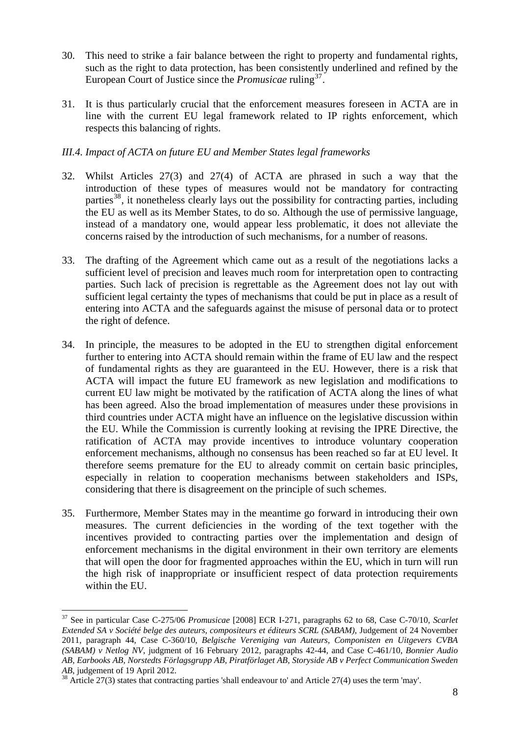30. This need to strike a fair balance between the right to property and fundamental rights, such as the right to data protection, has been consistently underlined and refined by the European Court of Justice since the *Promusicae* ruling[37].

31. It is thus particularly crucial that the enforcement measures foreseen in ACTA are in line with the current EU legal framework related to IP rights enforcement, which respects this balancing of rights.

*III.4. Impact of ACTA on future EU and Member States legal frameworks*

32. Whilst Articles 27(3) and 27(4) of ACTA are phrased in such a way that the introduction of these types of measures would not be mandatory for contracting parties[38], it nonetheless clearly lays out the possibility for contracting parties, including the EU as well as its Member States, to do so. Although the use of permissive language, instead of a mandatory one, would appear less problematic, it does not alleviate the concerns raised by the introduction of such mechanisms, for a number of reasons.

33. The drafting of the Agreement which came out as a result of the negotiations lacks a sufficient level of precision and leaves much room for interpretation open to contracting parties. Such lack of precision is regrettable as the Agreement does not lay out with sufficient legal certainty the types of mechanisms that could be put in place as a result of entering into ACTA and the safeguards against the misuse of personal data or to protect the right of defence.

34. In principle, the measures to be adopted in the EU to strengthen digital enforcement further to entering into ACTA should remain within the frame of EU law and the respect of fundamental rights as they are guaranteed in the EU. However, there is a risk that ACTA will impact the future EU framework as new legislation and modifications to current EU law might be motivated by the ratification of ACTA along the lines of what has been agreed. Also the broad implementation of measures under these provisions in third countries under ACTA might have an influence on the legislative discussion within the EU. While the Commission is currently looking at revising the IPRE Directive, the ratification of ACTA may provide incentives to introduce voluntary cooperation enforcement mechanisms, although no consensus has been reached so far at EU level. It therefore seems premature for the EU to already commit on certain basic principles, especially in relation to cooperation mechanisms between stakeholders and ISPs, considering that there is disagreement on the principle of such schemes.

35. Furthermore, Member States may in the meantime go forward in introducing their own measures. The current deficiencies in the wording of the text together with the incentives provided to contracting parties over the implementation and design of enforcement mechanisms in the digital environment in their own territory are elements that will open the door for fragmented approaches within the EU, which in turn will run the high risk of inappropriate or insufficient respect of data protection requirements within the EU.

---

[37] See in particular Case C-275/06 *Promusicae* [2008] ECR I-271, paragraphs 62 to 68, Case C-70/10, *Scarlet Extended SA v Société belge des auteurs, compositeurs et éditeurs SCRL (SABAM)*, Judgement of 24 November 2011, paragraph 44, Case C-360/10, *Belgische Vereniging van Auteurs, Componisten en Uitgevers CVBA (SABAM) v Netlog NV*, judgment of 16 February 2012, paragraphs 42-44, and Case C-461/10, *Bonnier Audio AB, Earbooks AB, Norstedts Förlagsgrupp AB, Piratförlaget AB, Storyside AB v Perfect Communication Sweden AB*, judgement of 19 April 2012.

[38] Article 27(3) states that contracting parties 'shall endeavour to' and Article 27(4) uses the term 'may'.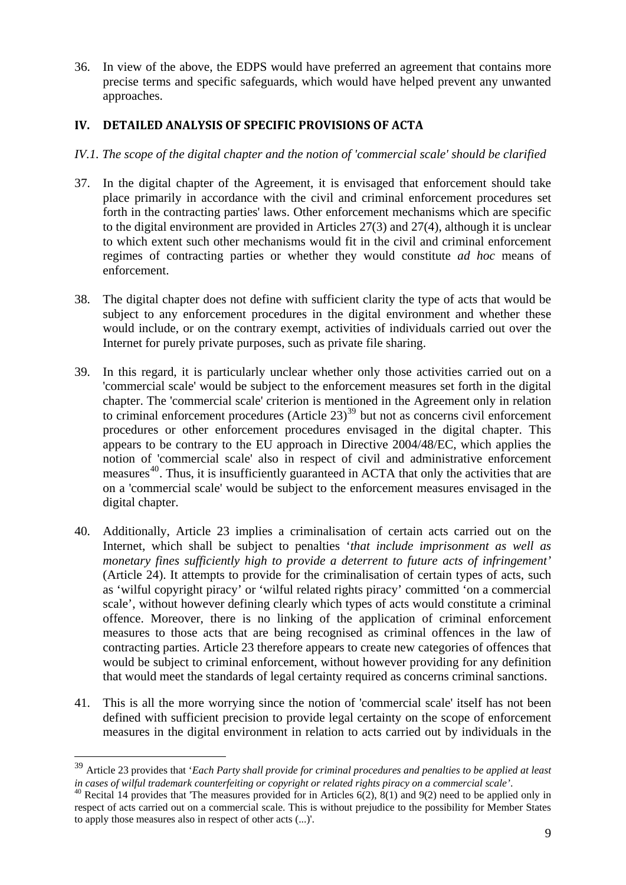36. In view of the above, the EDPS would have preferred an agreement that contains more precise terms and specific safeguards, which would have helped prevent any unwanted approaches.

## IV. DETAILED ANALYSIS OF SPECIFIC PROVISIONS OF ACTA

### *IV.1. The scope of the digital chapter and the notion of 'commercial scale' should be clarified*

37. In the digital chapter of the Agreement, it is envisaged that enforcement should take place primarily in accordance with the civil and criminal enforcement procedures set forth in the contracting parties' laws. Other enforcement mechanisms which are specific to the digital environment are provided in Articles 27(3) and 27(4), although it is unclear to which extent such other mechanisms would fit in the civil and criminal enforcement regimes of contracting parties or whether they would constitute *ad hoc* means of enforcement.

38. The digital chapter does not define with sufficient clarity the type of acts that would be subject to any enforcement procedures in the digital environment and whether these would include, or on the contrary exempt, activities of individuals carried out over the Internet for purely private purposes, such as private file sharing.

39. In this regard, it is particularly unclear whether only those activities carried out on a 'commercial scale' would be subject to the enforcement measures set forth in the digital chapter. The 'commercial scale' criterion is mentioned in the Agreement only in relation to criminal enforcement procedures (Article 23)[39] but not as concerns civil enforcement procedures or other enforcement procedures envisaged in the digital chapter. This appears to be contrary to the EU approach in Directive 2004/48/EC, which applies the notion of 'commercial scale' also in respect of civil and administrative enforcement measures[40]. Thus, it is insufficiently guaranteed in ACTA that only the activities that are on a 'commercial scale' would be subject to the enforcement measures envisaged in the digital chapter.

40. Additionally, Article 23 implies a criminalisation of certain acts carried out on the Internet, which shall be subject to penalties '*that include imprisonment as well as monetary fines sufficiently high to provide a deterrent to future acts of infringement'* (Article 24). It attempts to provide for the criminalisation of certain types of acts, such as 'wilful copyright piracy' or 'wilful related rights piracy' committed 'on a commercial scale', without however defining clearly which types of acts would constitute a criminal offence. Moreover, there is no linking of the application of criminal enforcement measures to those acts that are being recognised as criminal offences in the law of contracting parties. Article 23 therefore appears to create new categories of offences that would be subject to criminal enforcement, without however providing for any definition that would meet the standards of legal certainty required as concerns criminal sanctions.

41. This is all the more worrying since the notion of 'commercial scale' itself has not been defined with sufficient precision to provide legal certainty on the scope of enforcement measures in the digital environment in relation to acts carried out by individuals in the

---

[39] Article 23 provides that '*Each Party shall provide for criminal procedures and penalties to be applied at least in cases of wilful trademark counterfeiting or copyright or related rights piracy on a commercial scale'*.

[40] Recital 14 provides that 'The measures provided for in Articles 6(2), 8(1) and 9(2) need to be applied only in respect of acts carried out on a commercial scale. This is without prejudice to the possibility for Member States to apply those measures also in respect of other acts (...)'.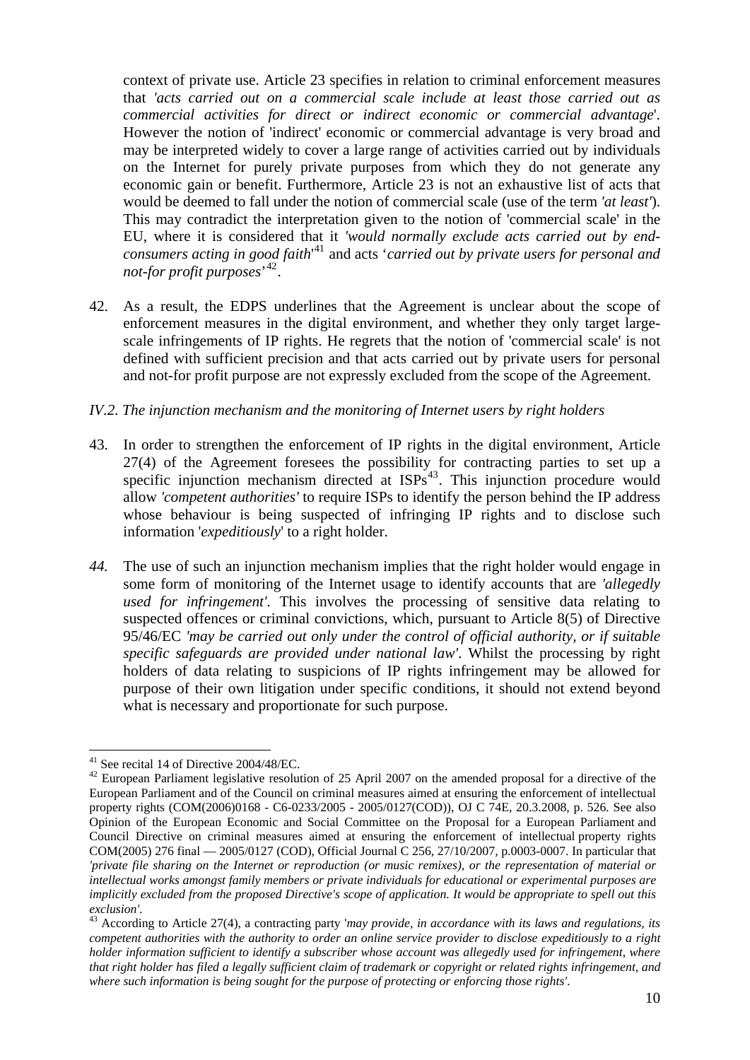context of private use. Article 23 specifies in relation to criminal enforcement measures that *'acts carried out on a commercial scale include at least those carried out as commercial activities for direct or indirect economic or commercial advantage*'. However the notion of 'indirect' economic or commercial advantage is very broad and may be interpreted widely to cover a large range of activities carried out by individuals on the Internet for purely private purposes from which they do not generate any economic gain or benefit. Furthermore, Article 23 is not an exhaustive list of acts that would be deemed to fall under the notion of commercial scale (use of the term *'at least'*). This may contradict the interpretation given to the notion of 'commercial scale' in the EU, where it is considered that it *'would normally exclude acts carried out by end-consumers acting in good faith*'[41] and acts '*carried out by private users for personal and not-for profit purposes*'[42].

42. As a result, the EDPS underlines that the Agreement is unclear about the scope of enforcement measures in the digital environment, and whether they only target large-scale infringements of IP rights. He regrets that the notion of 'commercial scale' is not defined with sufficient precision and that acts carried out by private users for personal and not-for profit purpose are not expressly excluded from the scope of the Agreement.

*IV.2. The injunction mechanism and the monitoring of Internet users by right holders*

43. In order to strengthen the enforcement of IP rights in the digital environment, Article 27(4) of the Agreement foresees the possibility for contracting parties to set up a specific injunction mechanism directed at ISPs[43]. This injunction procedure would allow *'competent authorities'* to require ISPs to identify the person behind the IP address whose behaviour is being suspected of infringing IP rights and to disclose such information '*expeditiously*' to a right holder.

*44.* The use of such an injunction mechanism implies that the right holder would engage in some form of monitoring of the Internet usage to identify accounts that are *'allegedly used for infringement'*. This involves the processing of sensitive data relating to suspected offences or criminal convictions, which, pursuant to Article 8(5) of Directive 95/46/EC *'may be carried out only under the control of official authority, or if suitable specific safeguards are provided under national law'*. Whilst the processing by right holders of data relating to suspicions of IP rights infringement may be allowed for purpose of their own litigation under specific conditions, it should not extend beyond what is necessary and proportionate for such purpose.

---

[41] See recital 14 of Directive 2004/48/EC.

[42] European Parliament legislative resolution of 25 April 2007 on the amended proposal for a directive of the European Parliament and of the Council on criminal measures aimed at ensuring the enforcement of intellectual property rights (COM(2006)0168 - C6-0233/2005 - 2005/0127(COD)), OJ C 74E, 20.3.2008, p. 526. See also Opinion of the European Economic and Social Committee on the Proposal for a European Parliament and Council Directive on criminal measures aimed at ensuring the enforcement of intellectual property rights COM(2005) 276 final — 2005/0127 (COD), Official Journal C 256, 27/10/2007, p.0003-0007. In particular that *'private file sharing on the Internet or reproduction (or music remixes), or the representation of material or intellectual works amongst family members or private individuals for educational or experimental purposes are implicitly excluded from the proposed Directive's scope of application. It would be appropriate to spell out this exclusion'*.

[43] According to Article 27(4), a contracting party '*may provide, in accordance with its laws and regulations, its competent authorities with the authority to order an online service provider to disclose expeditiously to a right holder information sufficient to identify a subscriber whose account was allegedly used for infringement, where that right holder has filed a legally sufficient claim of trademark or copyright or related rights infringement, and where such information is being sought for the purpose of protecting or enforcing those rights'*.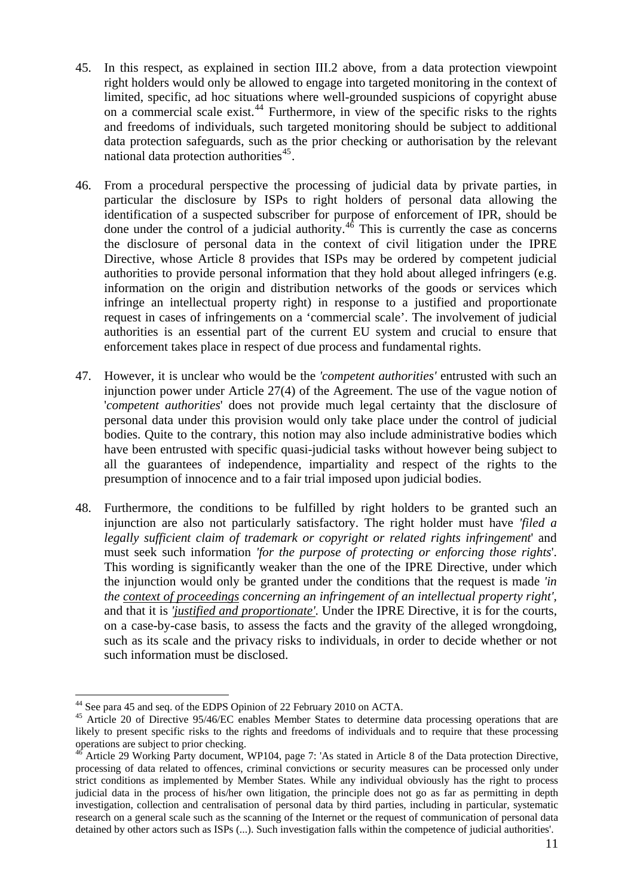45. In this respect, as explained in section III.2 above, from a data protection viewpoint right holders would only be allowed to engage into targeted monitoring in the context of limited, specific, ad hoc situations where well-grounded suspicions of copyright abuse on a commercial scale exist.[44] Furthermore, in view of the specific risks to the rights and freedoms of individuals, such targeted monitoring should be subject to additional data protection safeguards, such as the prior checking or authorisation by the relevant national data protection authorities[45].

46. From a procedural perspective the processing of judicial data by private parties, in particular the disclosure by ISPs to right holders of personal data allowing the identification of a suspected subscriber for purpose of enforcement of IPR, should be done under the control of a judicial authority.[46] This is currently the case as concerns the disclosure of personal data in the context of civil litigation under the IPRE Directive, whose Article 8 provides that ISPs may be ordered by competent judicial authorities to provide personal information that they hold about alleged infringers (e.g. information on the origin and distribution networks of the goods or services which infringe an intellectual property right) in response to a justified and proportionate request in cases of infringements on a 'commercial scale'. The involvement of judicial authorities is an essential part of the current EU system and crucial to ensure that enforcement takes place in respect of due process and fundamental rights.

47. However, it is unclear who would be the *'competent authorities'* entrusted with such an injunction power under Article 27(4) of the Agreement. The use of the vague notion of '*competent authorities*' does not provide much legal certainty that the disclosure of personal data under this provision would only take place under the control of judicial bodies. Quite to the contrary, this notion may also include administrative bodies which have been entrusted with specific quasi-judicial tasks without however being subject to all the guarantees of independence, impartiality and respect of the rights to the presumption of innocence and to a fair trial imposed upon judicial bodies.

48. Furthermore, the conditions to be fulfilled by right holders to be granted such an injunction are also not particularly satisfactory. The right holder must have *'filed a legally sufficient claim of trademark or copyright or related rights infringement*' and must seek such information *'for the purpose of protecting or enforcing those rights*'. This wording is significantly weaker than the one of the IPRE Directive, under which the injunction would only be granted under the conditions that the request is made *'in the <u>context of proceedings</u> concerning an infringement of an intellectual property right'*, and that it is *'<u>justified and proportionate</u>'*. Under the IPRE Directive, it is for the courts, on a case-by-case basis, to assess the facts and the gravity of the alleged wrongdoing, such as its scale and the privacy risks to individuals, in order to decide whether or not such information must be disclosed.

---

[44] See para 45 and seq. of the EDPS Opinion of 22 February 2010 on ACTA.

[45] Article 20 of Directive 95/46/EC enables Member States to determine data processing operations that are likely to present specific risks to the rights and freedoms of individuals and to require that these processing operations are subject to prior checking.

[46] Article 29 Working Party document, WP104, page 7: 'As stated in Article 8 of the Data protection Directive, processing of data related to offences, criminal convictions or security measures can be processed only under strict conditions as implemented by Member States. While any individual obviously has the right to process judicial data in the process of his/her own litigation, the principle does not go as far as permitting in depth investigation, collection and centralisation of personal data by third parties, including in particular, systematic research on a general scale such as the scanning of the Internet or the request of communication of personal data detained by other actors such as ISPs (...). Such investigation falls within the competence of judicial authorities'.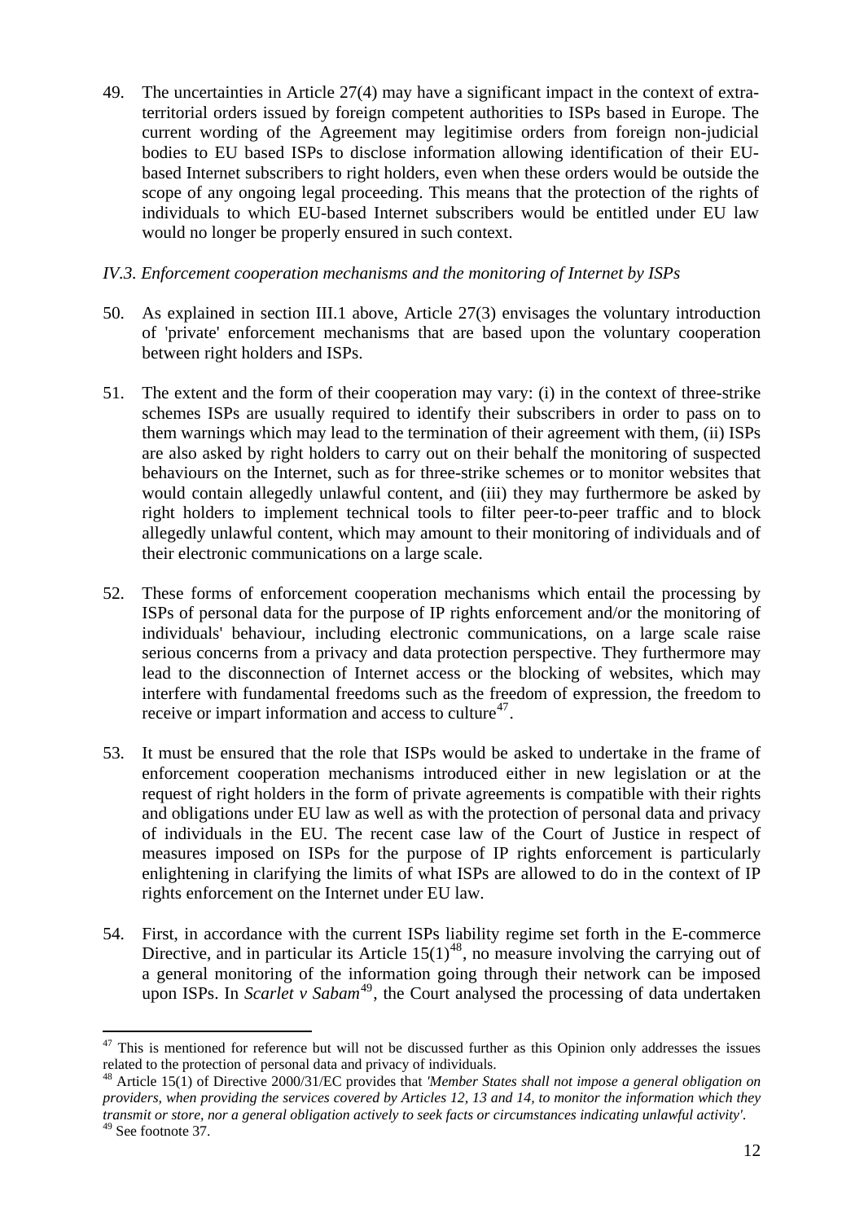49. The uncertainties in Article 27(4) may have a significant impact in the context of extra-territorial orders issued by foreign competent authorities to ISPs based in Europe. The current wording of the Agreement may legitimise orders from foreign non-judicial bodies to EU based ISPs to disclose information allowing identification of their EU-based Internet subscribers to right holders, even when these orders would be outside the scope of any ongoing legal proceeding. This means that the protection of the rights of individuals to which EU-based Internet subscribers would be entitled under EU law would no longer be properly ensured in such context.

*IV.3. Enforcement cooperation mechanisms and the monitoring of Internet by ISPs*

50. As explained in section III.1 above, Article 27(3) envisages the voluntary introduction of 'private' enforcement mechanisms that are based upon the voluntary cooperation between right holders and ISPs.

51. The extent and the form of their cooperation may vary: (i) in the context of three-strike schemes ISPs are usually required to identify their subscribers in order to pass on to them warnings which may lead to the termination of their agreement with them, (ii) ISPs are also asked by right holders to carry out on their behalf the monitoring of suspected behaviours on the Internet, such as for three-strike schemes or to monitor websites that would contain allegedly unlawful content, and (iii) they may furthermore be asked by right holders to implement technical tools to filter peer-to-peer traffic and to block allegedly unlawful content, which may amount to their monitoring of individuals and of their electronic communications on a large scale.

52. These forms of enforcement cooperation mechanisms which entail the processing by ISPs of personal data for the purpose of IP rights enforcement and/or the monitoring of individuals' behaviour, including electronic communications, on a large scale raise serious concerns from a privacy and data protection perspective. They furthermore may lead to the disconnection of Internet access or the blocking of websites, which may interfere with fundamental freedoms such as the freedom of expression, the freedom to receive or impart information and access to culture[47].

53. It must be ensured that the role that ISPs would be asked to undertake in the frame of enforcement cooperation mechanisms introduced either in new legislation or at the request of right holders in the form of private agreements is compatible with their rights and obligations under EU law as well as with the protection of personal data and privacy of individuals in the EU. The recent case law of the Court of Justice in respect of measures imposed on ISPs for the purpose of IP rights enforcement is particularly enlightening in clarifying the limits of what ISPs are allowed to do in the context of IP rights enforcement on the Internet under EU law.

54. First, in accordance with the current ISPs liability regime set forth in the E-commerce Directive, and in particular its Article 15(1)[48], no measure involving the carrying out of a general monitoring of the information going through their network can be imposed upon ISPs. In *Scarlet v Sabam*[49], the Court analysed the processing of data undertaken

---

[47] This is mentioned for reference but will not be discussed further as this Opinion only addresses the issues related to the protection of personal data and privacy of individuals.

[48] Article 15(1) of Directive 2000/31/EC provides that *'Member States shall not impose a general obligation on providers, when providing the services covered by Articles 12, 13 and 14, to monitor the information which they transmit or store, nor a general obligation actively to seek facts or circumstances indicating unlawful activity'*.

[49] See footnote 37.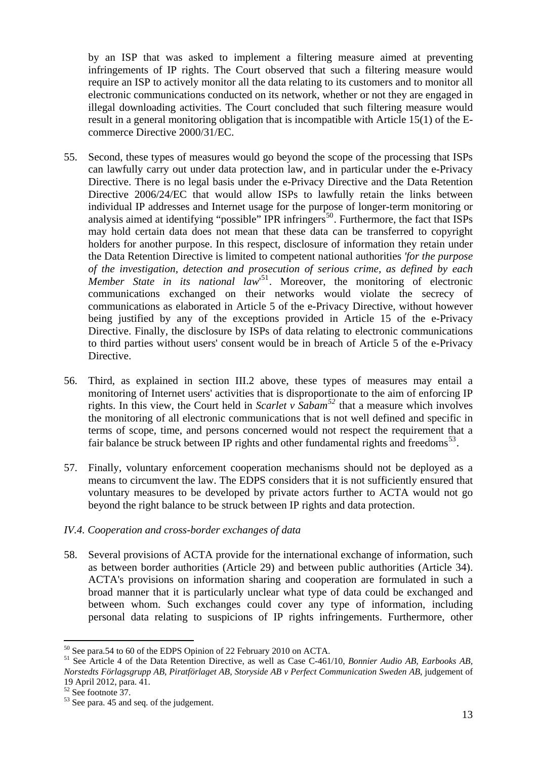by an ISP that was asked to implement a filtering measure aimed at preventing infringements of IP rights. The Court observed that such a filtering measure would require an ISP to actively monitor all the data relating to its customers and to monitor all electronic communications conducted on its network, whether or not they are engaged in illegal downloading activities. The Court concluded that such filtering measure would result in a general monitoring obligation that is incompatible with Article 15(1) of the E-commerce Directive 2000/31/EC.

55. Second, these types of measures would go beyond the scope of the processing that ISPs can lawfully carry out under data protection law, and in particular under the e-Privacy Directive. There is no legal basis under the e-Privacy Directive and the Data Retention Directive 2006/24/EC that would allow ISPs to lawfully retain the links between individual IP addresses and Internet usage for the purpose of longer-term monitoring or analysis aimed at identifying "possible" IPR infringers[50]. Furthermore, the fact that ISPs may hold certain data does not mean that these data can be transferred to copyright holders for another purpose. In this respect, disclosure of information they retain under the Data Retention Directive is limited to competent national authorities *'for the purpose of the investigation, detection and prosecution of serious crime, as defined by each Member State in its national law'*[51]. Moreover, the monitoring of electronic communications exchanged on their networks would violate the secrecy of communications as elaborated in Article 5 of the e-Privacy Directive, without however being justified by any of the exceptions provided in Article 15 of the e-Privacy Directive. Finally, the disclosure by ISPs of data relating to electronic communications to third parties without users' consent would be in breach of Article 5 of the e-Privacy Directive.

56. Third, as explained in section III.2 above, these types of measures may entail a monitoring of Internet users' activities that is disproportionate to the aim of enforcing IP rights. In this view, the Court held in *Scarlet v Sabam*[52] that a measure which involves the monitoring of all electronic communications that is not well defined and specific in terms of scope, time, and persons concerned would not respect the requirement that a fair balance be struck between IP rights and other fundamental rights and freedoms[53].

57. Finally, voluntary enforcement cooperation mechanisms should not be deployed as a means to circumvent the law. The EDPS considers that it is not sufficiently ensured that voluntary measures to be developed by private actors further to ACTA would not go beyond the right balance to be struck between IP rights and data protection.

*IV.4. Cooperation and cross-border exchanges of data*

58. Several provisions of ACTA provide for the international exchange of information, such as between border authorities (Article 29) and between public authorities (Article 34). ACTA's provisions on information sharing and cooperation are formulated in such a broad manner that it is particularly unclear what type of data could be exchanged and between whom. Such exchanges could cover any type of information, including personal data relating to suspicions of IP rights infringements. Furthermore, other

---

[50] See para.54 to 60 of the EDPS Opinion of 22 February 2010 on ACTA.

[51] See Article 4 of the Data Retention Directive, as well as Case C-461/10, *Bonnier Audio AB, Earbooks AB, Norstedts Förlagsgrupp AB, Piratförlaget AB, Storyside AB v Perfect Communication Sweden AB*, judgement of 19 April 2012, para. 41.

[52] See footnote 37.

[53] See para. 45 and seq. of the judgement.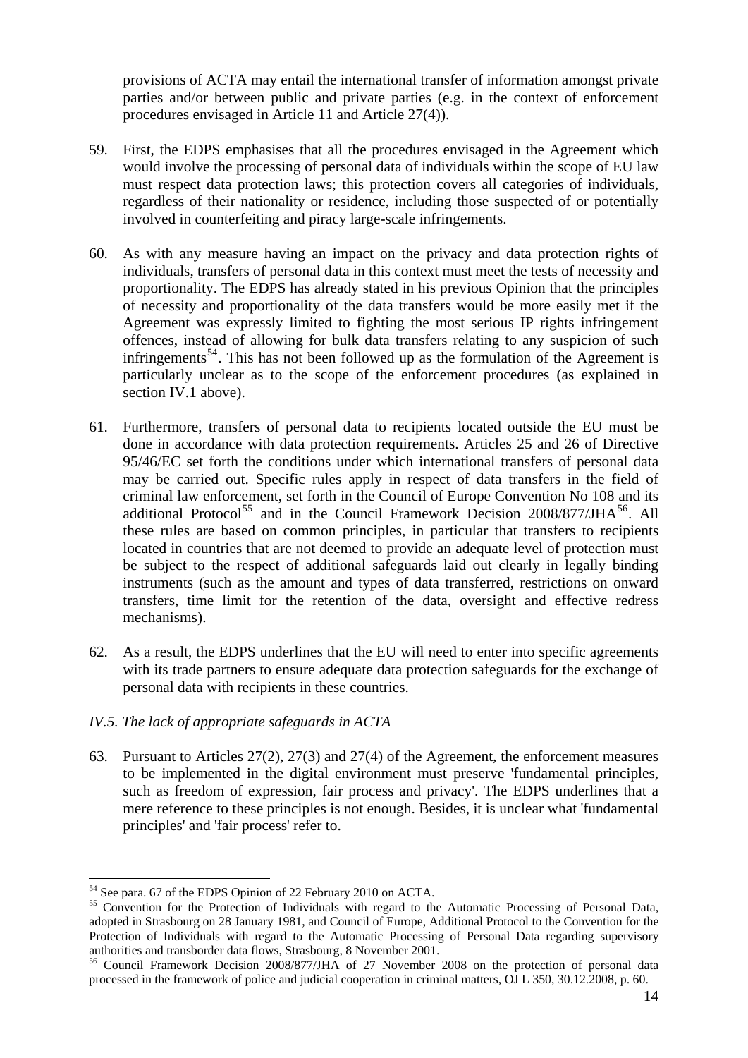provisions of ACTA may entail the international transfer of information amongst private parties and/or between public and private parties (e.g. in the context of enforcement procedures envisaged in Article 11 and Article 27(4)).

59. First, the EDPS emphasises that all the procedures envisaged in the Agreement which would involve the processing of personal data of individuals within the scope of EU law must respect data protection laws; this protection covers all categories of individuals, regardless of their nationality or residence, including those suspected of or potentially involved in counterfeiting and piracy large-scale infringements.

60. As with any measure having an impact on the privacy and data protection rights of individuals, transfers of personal data in this context must meet the tests of necessity and proportionality. The EDPS has already stated in his previous Opinion that the principles of necessity and proportionality of the data transfers would be more easily met if the Agreement was expressly limited to fighting the most serious IP rights infringement offences, instead of allowing for bulk data transfers relating to any suspicion of such infringements[54]. This has not been followed up as the formulation of the Agreement is particularly unclear as to the scope of the enforcement procedures (as explained in section IV.1 above).

61. Furthermore, transfers of personal data to recipients located outside the EU must be done in accordance with data protection requirements. Articles 25 and 26 of Directive 95/46/EC set forth the conditions under which international transfers of personal data may be carried out. Specific rules apply in respect of data transfers in the field of criminal law enforcement, set forth in the Council of Europe Convention No 108 and its additional Protocol[55] and in the Council Framework Decision 2008/877/JHA[56]. All these rules are based on common principles, in particular that transfers to recipients located in countries that are not deemed to provide an adequate level of protection must be subject to the respect of additional safeguards laid out clearly in legally binding instruments (such as the amount and types of data transferred, restrictions on onward transfers, time limit for the retention of the data, oversight and effective redress mechanisms).

62. As a result, the EDPS underlines that the EU will need to enter into specific agreements with its trade partners to ensure adequate data protection safeguards for the exchange of personal data with recipients in these countries.

### *IV.5. The lack of appropriate safeguards in ACTA*

63. Pursuant to Articles 27(2), 27(3) and 27(4) of the Agreement, the enforcement measures to be implemented in the digital environment must preserve 'fundamental principles, such as freedom of expression, fair process and privacy'. The EDPS underlines that a mere reference to these principles is not enough. Besides, it is unclear what 'fundamental principles' and 'fair process' refer to.

---

[54] See para. 67 of the EDPS Opinion of 22 February 2010 on ACTA.

[55] Convention for the Protection of Individuals with regard to the Automatic Processing of Personal Data, adopted in Strasbourg on 28 January 1981, and Council of Europe, Additional Protocol to the Convention for the Protection of Individuals with regard to the Automatic Processing of Personal Data regarding supervisory authorities and transborder data flows, Strasbourg, 8 November 2001.

[56] Council Framework Decision 2008/877/JHA of 27 November 2008 on the protection of personal data processed in the framework of police and judicial cooperation in criminal matters, OJ L 350, 30.12.2008, p. 60.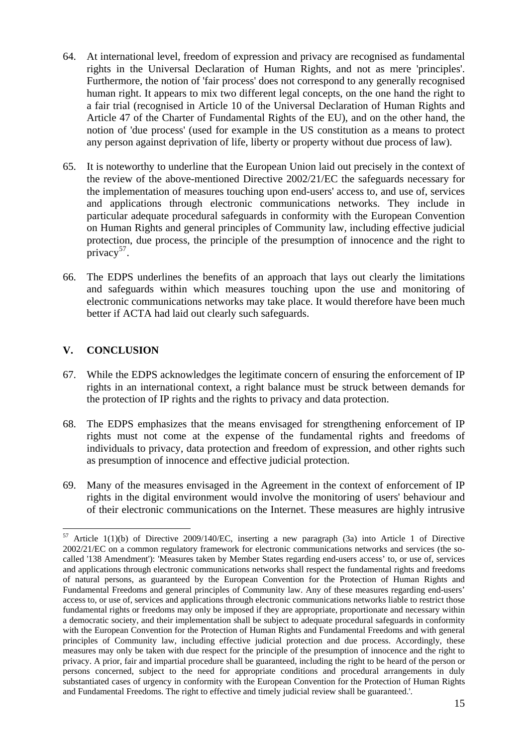64. At international level, freedom of expression and privacy are recognised as fundamental rights in the Universal Declaration of Human Rights, and not as mere 'principles'. Furthermore, the notion of 'fair process' does not correspond to any generally recognised human right. It appears to mix two different legal concepts, on the one hand the right to a fair trial (recognised in Article 10 of the Universal Declaration of Human Rights and Article 47 of the Charter of Fundamental Rights of the EU), and on the other hand, the notion of 'due process' (used for example in the US constitution as a means to protect any person against deprivation of life, liberty or property without due process of law).

65. It is noteworthy to underline that the European Union laid out precisely in the context of the review of the above-mentioned Directive 2002/21/EC the safeguards necessary for the implementation of measures touching upon end-users' access to, and use of, services and applications through electronic communications networks. They include in particular adequate procedural safeguards in conformity with the European Convention on Human Rights and general principles of Community law, including effective judicial protection, due process, the principle of the presumption of innocence and the right to privacy[57].

66. The EDPS underlines the benefits of an approach that lays out clearly the limitations and safeguards within which measures touching upon the use and monitoring of electronic communications networks may take place. It would therefore have been much better if ACTA had laid out clearly such safeguards.

## V. CONCLUSION

67. While the EDPS acknowledges the legitimate concern of ensuring the enforcement of IP rights in an international context, a right balance must be struck between demands for the protection of IP rights and the rights to privacy and data protection.

68. The EDPS emphasizes that the means envisaged for strengthening enforcement of IP rights must not come at the expense of the fundamental rights and freedoms of individuals to privacy, data protection and freedom of expression, and other rights such as presumption of innocence and effective judicial protection.

69. Many of the measures envisaged in the Agreement in the context of enforcement of IP rights in the digital environment would involve the monitoring of users' behaviour and of their electronic communications on the Internet. These measures are highly intrusive

---

[57] Article 1(1)(b) of Directive 2009/140/EC, inserting a new paragraph (3a) into Article 1 of Directive 2002/21/EC on a common regulatory framework for electronic communications networks and services (the so-called '138 Amendment'): 'Measures taken by Member States regarding end-users access' to, or use of, services and applications through electronic communications networks shall respect the fundamental rights and freedoms of natural persons, as guaranteed by the European Convention for the Protection of Human Rights and Fundamental Freedoms and general principles of Community law. Any of these measures regarding end-users' access to, or use of, services and applications through electronic communications networks liable to restrict those fundamental rights or freedoms may only be imposed if they are appropriate, proportionate and necessary within a democratic society, and their implementation shall be subject to adequate procedural safeguards in conformity with the European Convention for the Protection of Human Rights and Fundamental Freedoms and with general principles of Community law, including effective judicial protection and due process. Accordingly, these measures may only be taken with due respect for the principle of the presumption of innocence and the right to privacy. A prior, fair and impartial procedure shall be guaranteed, including the right to be heard of the person or persons concerned, subject to the need for appropriate conditions and procedural arrangements in duly substantiated cases of urgency in conformity with the European Convention for the Protection of Human Rights and Fundamental Freedoms. The right to effective and timely judicial review shall be guaranteed.'.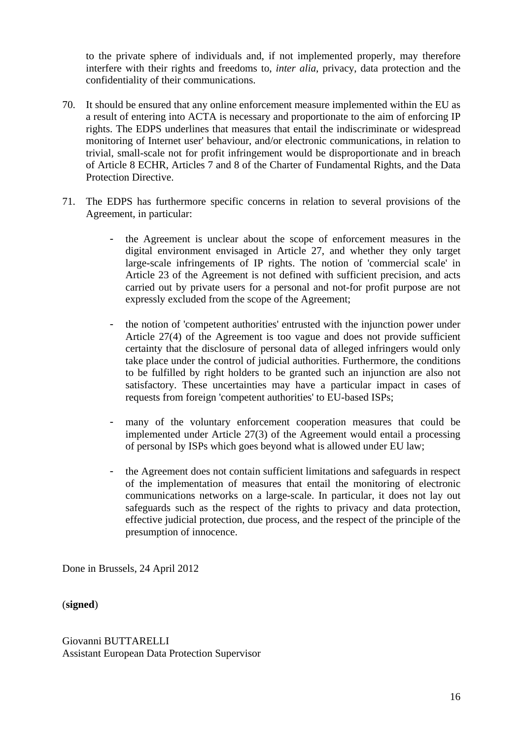to the private sphere of individuals and, if not implemented properly, may therefore interfere with their rights and freedoms to, *inter alia*, privacy, data protection and the confidentiality of their communications.

70. It should be ensured that any online enforcement measure implemented within the EU as a result of entering into ACTA is necessary and proportionate to the aim of enforcing IP rights. The EDPS underlines that measures that entail the indiscriminate or widespread monitoring of Internet user' behaviour, and/or electronic communications, in relation to trivial, small-scale not for profit infringement would be disproportionate and in breach of Article 8 ECHR, Articles 7 and 8 of the Charter of Fundamental Rights, and the Data Protection Directive.

71. The EDPS has furthermore specific concerns in relation to several provisions of the Agreement, in particular:

    - the Agreement is unclear about the scope of enforcement measures in the digital environment envisaged in Article 27, and whether they only target large-scale infringements of IP rights. The notion of 'commercial scale' in Article 23 of the Agreement is not defined with sufficient precision, and acts carried out by private users for a personal and not-for profit purpose are not expressly excluded from the scope of the Agreement;

    - the notion of 'competent authorities' entrusted with the injunction power under Article 27(4) of the Agreement is too vague and does not provide sufficient certainty that the disclosure of personal data of alleged infringers would only take place under the control of judicial authorities. Furthermore, the conditions to be fulfilled by right holders to be granted such an injunction are also not satisfactory. These uncertainties may have a particular impact in cases of requests from foreign 'competent authorities' to EU-based ISPs;

    - many of the voluntary enforcement cooperation measures that could be implemented under Article 27(3) of the Agreement would entail a processing of personal by ISPs which goes beyond what is allowed under EU law;

    - the Agreement does not contain sufficient limitations and safeguards in respect of the implementation of measures that entail the monitoring of electronic communications networks on a large-scale. In particular, it does not lay out safeguards such as the respect of the rights to privacy and data protection, effective judicial protection, due process, and the respect of the principle of the presumption of innocence.

Done in Brussels, 24 April 2012

(**signed**)

Giovanni BUTTARELLI
Assistant European Data Protection Supervisor